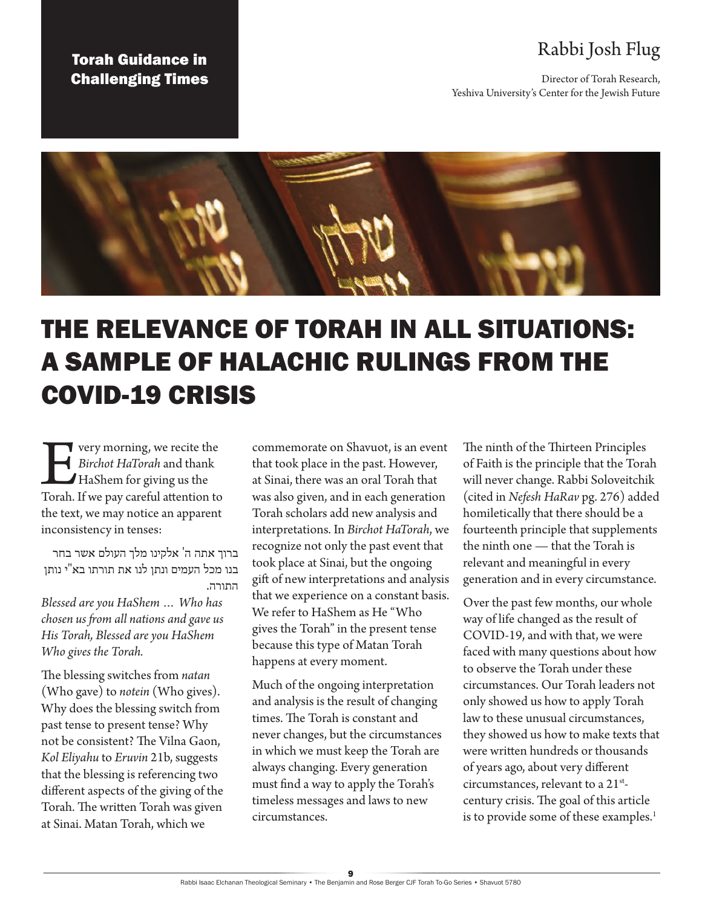Torah Guidance in Challenging Times

Rabbi Josh Flug

Director of Torah Research,
Yeshiva University's Center for the Jewish Future

# THE RELEVANCE OF TORAH IN ALL SITUATIONS: A SAMPLE OF HALACHIC RULINGS FROM THE COVID-19 CRISIS

Every morning, we recite the *Birchot HaTorah* and thank HaShem for giving us the Torah. If we pay careful attention to the text, we may notice an apparent inconsistency in tenses:

ברוך אתה ה' אלקינו מלך העולם אשר בחר בנו מכל העמים ונתן לנו את תורתו בא"י נותן התורה.

*Blessed are you HaShem … Who has chosen us from all nations and gave us His Torah, Blessed are you HaShem Who gives the Torah.*

The blessing switches from *natan* (Who gave) to *notein* (Who gives). Why does the blessing switch from past tense to present tense? Why not be consistent? The Vilna Gaon, *Kol Eliyahu* to *Eruvin* 21b, suggests that the blessing is referencing two different aspects of the giving of the Torah. The written Torah was given at Sinai. Matan Torah, which we commemorate on Shavuot, is an event that took place in the past. However, at Sinai, there was an oral Torah that was also given, and in each generation Torah scholars add new analysis and interpretations. In *Birchot HaTorah*, we recognize not only the past event that took place at Sinai, but the ongoing gift of new interpretations and analysis that we experience on a constant basis. We refer to HaShem as He "Who gives the Torah" in the present tense because this type of Matan Torah happens at every moment.

Much of the ongoing interpretation and analysis is the result of changing times. The Torah is constant and never changes, but the circumstances in which we must keep the Torah are always changing. Every generation must find a way to apply the Torah's timeless messages and laws to new circumstances.

The ninth of the Thirteen Principles of Faith is the principle that the Torah will never change. Rabbi Soloveitchik (cited in *Nefesh HaRav* pg. 276) added homiletically that there should be a fourteenth principle that supplements the ninth one — that the Torah is relevant and meaningful in every generation and in every circumstance.

Over the past few months, our whole way of life changed as the result of COVID-19, and with that, we were faced with many questions about how to observe the Torah under these circumstances. Our Torah leaders not only showed us how to apply Torah law to these unusual circumstances, they showed us how to make texts that were written hundreds or thousands of years ago, about very different circumstances, relevant to a 21st-century crisis. The goal of this article is to provide some of these examples.[1]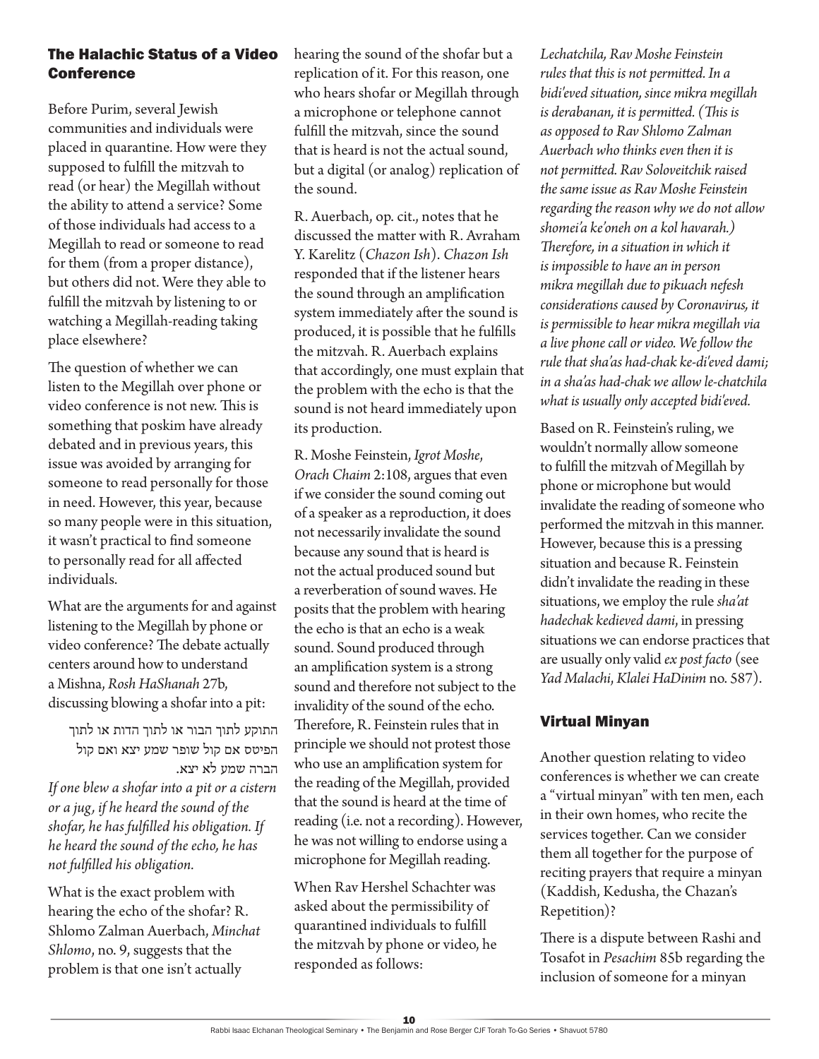## The Halachic Status of a Video Conference

Before Purim, several Jewish communities and individuals were placed in quarantine. How were they supposed to fulfill the mitzvah to read (or hear) the Megillah without the ability to attend a service? Some of those individuals had access to a Megillah to read or someone to read for them (from a proper distance), but others did not. Were they able to fulfill the mitzvah by listening to or watching a Megillah-reading taking place elsewhere?

The question of whether we can listen to the Megillah over phone or video conference is not new. This is something that poskim have already debated and in previous years, this issue was avoided by arranging for someone to read personally for those in need. However, this year, because so many people were in this situation, it wasn't practical to find someone to personally read for all affected individuals.

What are the arguments for and against listening to the Megillah by phone or video conference? The debate actually centers around how to understand a Mishna, *Rosh HaShanah* 27b, discussing blowing a shofar into a pit:

> התוקע לתוך הבור או לתוך הדות או לתוך הפיטס אם קול שופר שמע יצא ואם קול הברה שמע לא יצא.
>
> *If one blew a shofar into a pit or a cistern or a jug, if he heard the sound of the shofar, he has fulfilled his obligation. If he heard the sound of the echo, he has not fulfilled his obligation.*

What is the exact problem with hearing the echo of the shofar? R. Shlomo Zalman Auerbach, *Minchat Shlomo*, no. 9, suggests that the problem is that one isn't actually hearing the sound of the shofar but a replication of it. For this reason, one who hears shofar or Megillah through a microphone or telephone cannot fulfill the mitzvah, since the sound that is heard is not the actual sound, but a digital (or analog) replication of the sound.

R. Auerbach, op. cit., notes that he discussed the matter with R. Avraham Y. Karelitz (*Chazon Ish*). *Chazon Ish* responded that if the listener hears the sound through an amplification system immediately after the sound is produced, it is possible that he fulfills the mitzvah. R. Auerbach explains that accordingly, one must explain that the problem with the echo is that the sound is not heard immediately upon its production.

R. Moshe Feinstein, *Igrot Moshe*, *Orach Chaim* 2:108, argues that even if we consider the sound coming out of a speaker as a reproduction, it does not necessarily invalidate the sound because any sound that is heard is not the actual produced sound but a reverberation of sound waves. He posits that the problem with hearing the echo is that an echo is a weak sound. Sound produced through an amplification system is a strong sound and therefore not subject to the invalidity of the sound of the echo. Therefore, R. Feinstein rules that in principle we should not protest those who use an amplification system for the reading of the Megillah, provided that the sound is heard at the time of reading (i.e. not a recording). However, he was not willing to endorse using a microphone for Megillah reading.

When Rav Hershel Schachter was asked about the permissibility of quarantined individuals to fulfill the mitzvah by phone or video, he responded as follows:

> *Lechatchila, Rav Moshe Feinstein rules that this is not permitted. In a bidi'eved situation, since mikra megillah is derabanan, it is permitted. (This is as opposed to Rav Shlomo Zalman Auerbach who thinks even then it is not permitted. Rav Soloveitchik raised the same issue as Rav Moshe Feinstein regarding the reason why we do not allow shomei'a ke'oneh on a kol havarah.) Therefore, in a situation in which it is impossible to have an in person mikra megillah due to pikuach nefesh considerations caused by Coronavirus, it is permissible to hear mikra megillah via a live phone call or video. We follow the rule that sha'as had-chak ke-di'eved dami; in a sha'as had-chak we allow le-chatchila what is usually only accepted bidi'eved.*

Based on R. Feinstein's ruling, we wouldn't normally allow someone to fulfill the mitzvah of Megillah by phone or microphone but would invalidate the reading of someone who performed the mitzvah in this manner. However, because this is a pressing situation and because R. Feinstein didn't invalidate the reading in these situations, we employ the rule *sha'at hadechak kedieved dami*, in pressing situations we can endorse practices that are usually only valid *ex post facto* (see *Yad Malachi*, *Klalei HaDinim* no. 587).

## Virtual Minyan

Another question relating to video conferences is whether we can create a "virtual minyan" with ten men, each in their own homes, who recite the services together. Can we consider them all together for the purpose of reciting prayers that require a minyan (Kaddish, Kedusha, the Chazan's Repetition)?

There is a dispute between Rashi and Tosafot in *Pesachim* 85b regarding the inclusion of someone for a minyan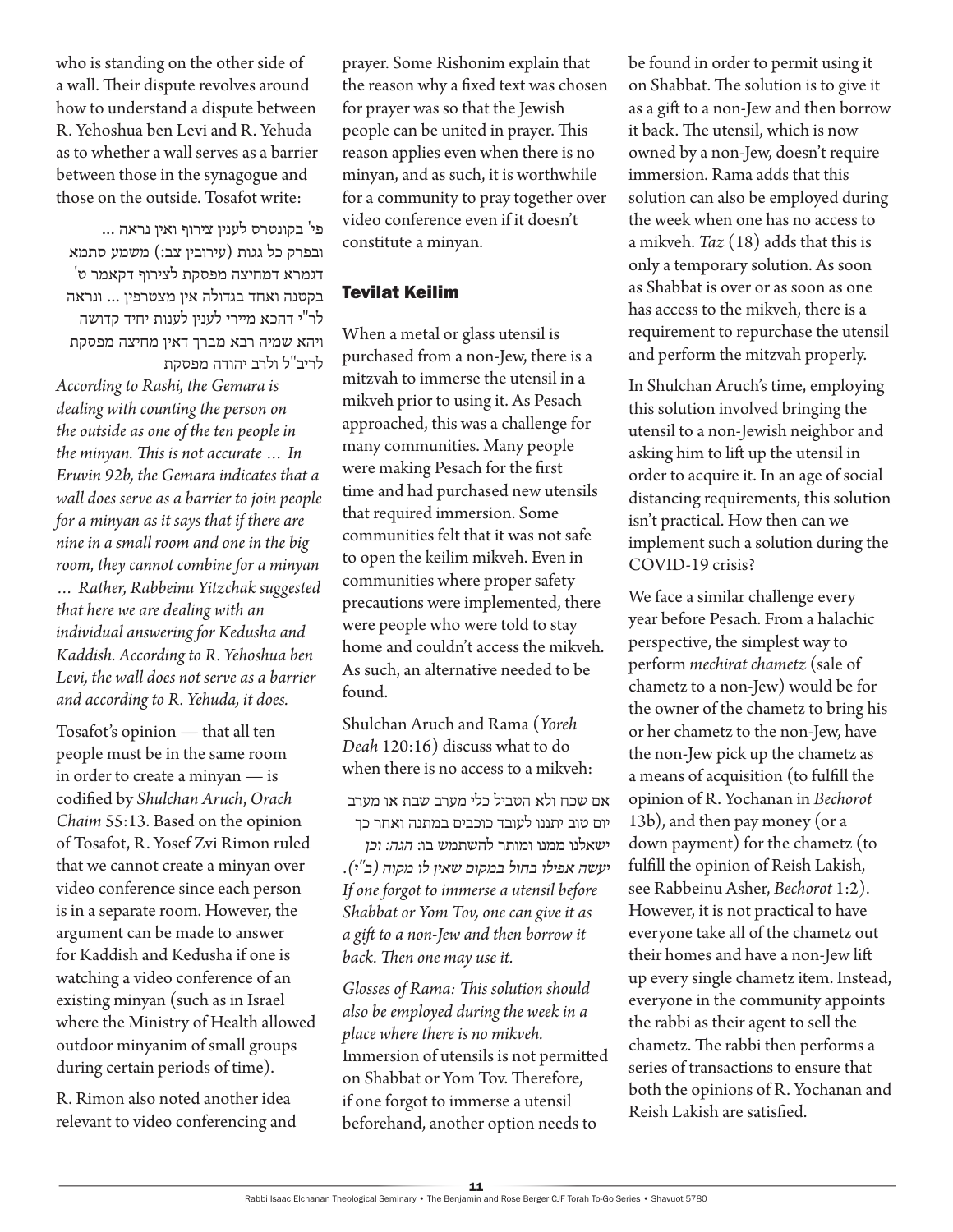who is standing on the other side of a wall. Their dispute revolves around how to understand a dispute between R. Yehoshua ben Levi and R. Yehuda as to whether a wall serves as a barrier between those in the synagogue and those on the outside. Tosafot write:

פי' בקונטרס לענין צירוף ואין נראה ... ובפרק כל גגות (עירובין צב:) משמע סתמא דגמרא דמחיצה מפסקת לצירוף דקאמר ט' בקטנה ואחד בגדולה אין מצטרפין ... ונראה לר"י דהכא מיירי לענין לענות יחיד קדושה ויהא שמיה רבא מברך דאין מחיצה מפסקת לריב"ל ולרב יהודה מפסקת

*According to Rashi, the Gemara is dealing with counting the person on the outside as one of the ten people in the minyan. This is not accurate … In Eruvin 92b, the Gemara indicates that a wall does serve as a barrier to join people for a minyan as it says that if there are nine in a small room and one in the big room, they cannot combine for a minyan … Rather, Rabbeinu Yitzchak suggested that here we are dealing with an individual answering for Kedusha and Kaddish. According to R. Yehoshua ben Levi, the wall does not serve as a barrier and according to R. Yehuda, it does.*

Tosafot's opinion — that all ten people must be in the same room in order to create a minyan — is codified by *Shulchan Aruch*, *Orach Chaim* 55:13. Based on the opinion of Tosafot, R. Yosef Zvi Rimon ruled that we cannot create a minyan over video conference since each person is in a separate room. However, the argument can be made to answer for Kaddish and Kedusha if one is watching a video conference of an existing minyan (such as in Israel where the Ministry of Health allowed outdoor minyanim of small groups during certain periods of time).

R. Rimon also noted another idea relevant to video conferencing and prayer. Some Rishonim explain that the reason why a fixed text was chosen for prayer was so that the Jewish people can be united in prayer. This reason applies even when there is no minyan, and as such, it is worthwhile for a community to pray together over video conference even if it doesn't constitute a minyan.

## Tevilat Keilim

When a metal or glass utensil is purchased from a non-Jew, there is a mitzvah to immerse the utensil in a mikveh prior to using it. As Pesach approached, this was a challenge for many communities. Many people were making Pesach for the first time and had purchased new utensils that required immersion. Some communities felt that it was not safe to open the keilim mikveh. Even in communities where proper safety precautions were implemented, there were people who were told to stay home and couldn't access the mikveh. As such, an alternative needed to be found.

Shulchan Aruch and Rama (*Yoreh Deah* 120:16) discuss what to do when there is no access to a mikveh:

אם שכח ולא הטביל כלי מערב שבת או מערב יום טוב יתננו לעובד כוכבים במתנה ואחר כך ישאלנו ממנו ומותר להשתמש בו: *הגה: וכן יעשה אפילו בחול במקום שאין לו מקוה (ב"י).*

*If one forgot to immerse a utensil before Shabbat or Yom Tov, one can give it as a gift to a non-Jew and then borrow it back. Then one may use it.*

*Glosses of Rama: This solution should also be employed during the week in a place where there is no mikveh.*

Immersion of utensils is not permitted on Shabbat or Yom Tov. Therefore, if one forgot to immerse a utensil beforehand, another option needs to be found in order to permit using it on Shabbat. The solution is to give it as a gift to a non-Jew and then borrow it back. The utensil, which is now owned by a non-Jew, doesn't require immersion. Rama adds that this solution can also be employed during the week when one has no access to a mikveh. *Taz* (18) adds that this is only a temporary solution. As soon as Shabbat is over or as soon as one has access to the mikveh, there is a requirement to repurchase the utensil and perform the mitzvah properly.

In Shulchan Aruch's time, employing this solution involved bringing the utensil to a non-Jewish neighbor and asking him to lift up the utensil in order to acquire it. In an age of social distancing requirements, this solution isn't practical. How then can we implement such a solution during the COVID-19 crisis?

We face a similar challenge every year before Pesach. From a halachic perspective, the simplest way to perform *mechirat chametz* (sale of chametz to a non-Jew) would be for the owner of the chametz to bring his or her chametz to the non-Jew, have the non-Jew pick up the chametz as a means of acquisition (to fulfill the opinion of R. Yochanan in *Bechorot* 13b), and then pay money (or a down payment) for the chametz (to fulfill the opinion of Reish Lakish, see Rabbeinu Asher, *Bechorot* 1:2). However, it is not practical to have everyone take all of the chametz out their homes and have a non-Jew lift up every single chametz item. Instead, everyone in the community appoints the rabbi as their agent to sell the chametz. The rabbi then performs a series of transactions to ensure that both the opinions of R. Yochanan and Reish Lakish are satisfied.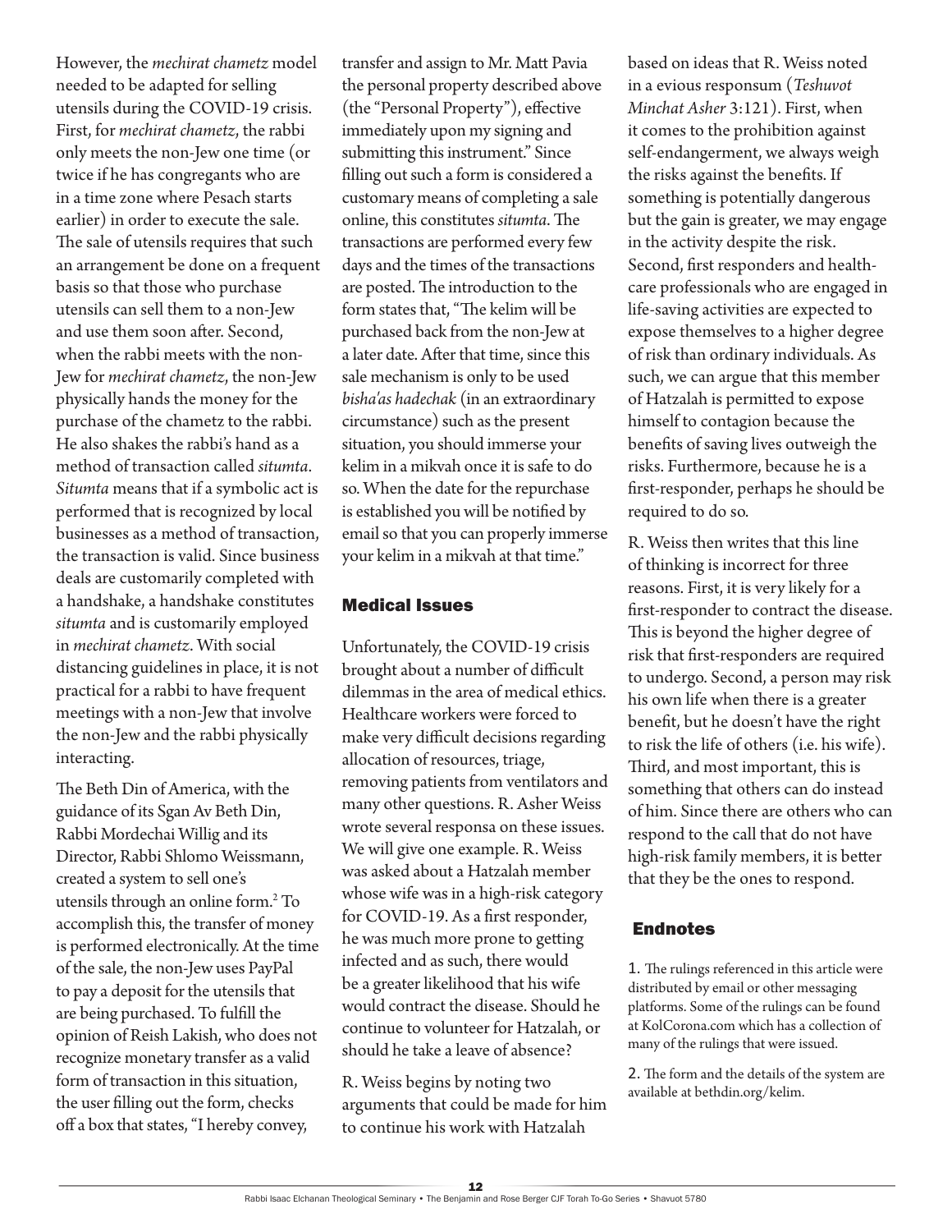However, the *mechirat chametz* model needed to be adapted for selling utensils during the COVID-19 crisis. First, for *mechirat chametz*, the rabbi only meets the non-Jew one time (or twice if he has congregants who are in a time zone where Pesach starts earlier) in order to execute the sale. The sale of utensils requires that such an arrangement be done on a frequent basis so that those who purchase utensils can sell them to a non-Jew and use them soon after. Second, when the rabbi meets with the non-Jew for *mechirat chametz*, the non-Jew physically hands the money for the purchase of the chametz to the rabbi. He also shakes the rabbi's hand as a method of transaction called *situmta*. *Situmta* means that if a symbolic act is performed that is recognized by local businesses as a method of transaction, the transaction is valid. Since business deals are customarily completed with a handshake, a handshake constitutes *situmta* and is customarily employed in *mechirat chametz*. With social distancing guidelines in place, it is not practical for a rabbi to have frequent meetings with a non-Jew that involve the non-Jew and the rabbi physically interacting.

The Beth Din of America, with the guidance of its Sgan Av Beth Din, Rabbi Mordechai Willig and its Director, Rabbi Shlomo Weissmann, created a system to sell one's utensils through an online form.[2] To accomplish this, the transfer of money is performed electronically. At the time of the sale, the non-Jew uses PayPal to pay a deposit for the utensils that are being purchased. To fulfill the opinion of Reish Lakish, who does not recognize monetary transfer as a valid form of transaction in this situation, the user filling out the form, checks off a box that states, "I hereby convey, transfer and assign to Mr. Matt Pavia the personal property described above (the "Personal Property"), effective immediately upon my signing and submitting this instrument." Since filling out such a form is considered a customary means of completing a sale online, this constitutes *situmta*. The transactions are performed every few days and the times of the transactions are posted. The introduction to the form states that, "The kelim will be purchased back from the non-Jew at a later date. After that time, since this sale mechanism is only to be used *bisha'as hadechak* (in an extraordinary circumstance) such as the present situation, you should immerse your kelim in a mikvah once it is safe to do so. When the date for the repurchase is established you will be notified by email so that you can properly immerse your kelim in a mikvah at that time."

## Medical Issues

Unfortunately, the COVID-19 crisis brought about a number of difficult dilemmas in the area of medical ethics. Healthcare workers were forced to make very difficult decisions regarding allocation of resources, triage, removing patients from ventilators and many other questions. R. Asher Weiss wrote several responsa on these issues. We will give one example. R. Weiss was asked about a Hatzalah member whose wife was in a high-risk category for COVID-19. As a first responder, he was much more prone to getting infected and as such, there would be a greater likelihood that his wife would contract the disease. Should he continue to volunteer for Hatzalah, or should he take a leave of absence?

R. Weiss begins by noting two arguments that could be made for him to continue his work with Hatzalah based on ideas that R. Weiss noted in a evious responsum (*Teshuvot Minchat Asher* 3:121). First, when it comes to the prohibition against self-endangerment, we always weigh the risks against the benefits. If something is potentially dangerous but the gain is greater, we may engage in the activity despite the risk. Second, first responders and healthcare professionals who are engaged in life-saving activities are expected to expose themselves to a higher degree of risk than ordinary individuals. As such, we can argue that this member of Hatzalah is permitted to expose himself to contagion because the benefits of saving lives outweigh the risks. Furthermore, because he is a first-responder, perhaps he should be required to do so.

R. Weiss then writes that this line of thinking is incorrect for three reasons. First, it is very likely for a first-responder to contract the disease. This is beyond the higher degree of risk that first-responders are required to undergo. Second, a person may risk his own life when there is a greater benefit, but he doesn't have the right to risk the life of others (i.e. his wife). Third, and most important, this is something that others can do instead of him. Since there are others who can respond to the call that do not have high-risk family members, it is better that they be the ones to respond.

## Endnotes

1. The rulings referenced in this article were distributed by email or other messaging platforms. Some of the rulings can be found at KolCorona.com which has a collection of many of the rulings that were issued.

2. The form and the details of the system are available at bethdin.org/kelim.